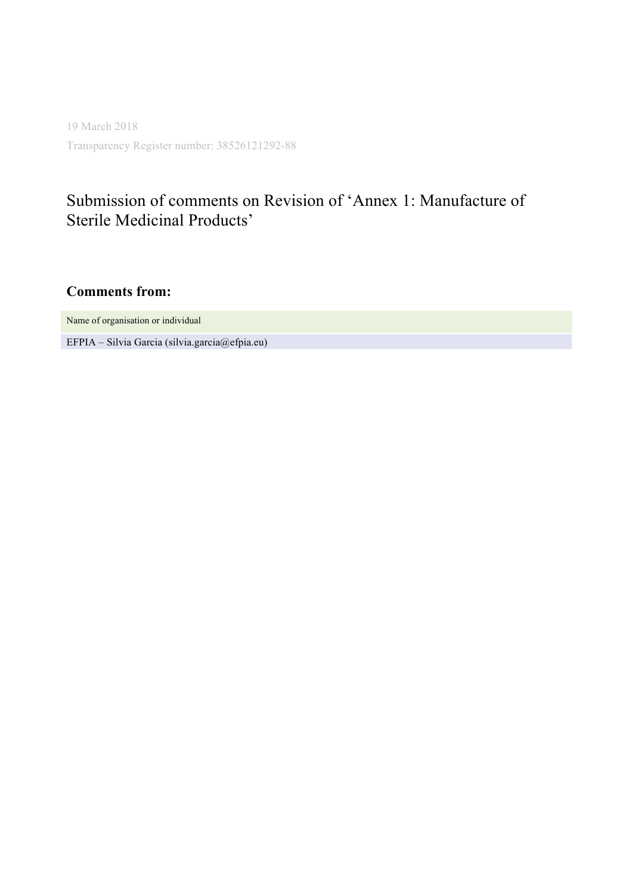19 March 2018

Transparency Register number: 38526121292-88

# Submission of comments on Revision of 'Annex 1: Manufacture of Sterile Medicinal Products'

## Comments from:

| Name of organisation or individual |
| --- |
| EFPIA – Silvia Garcia (silvia.garcia@efpia.eu) |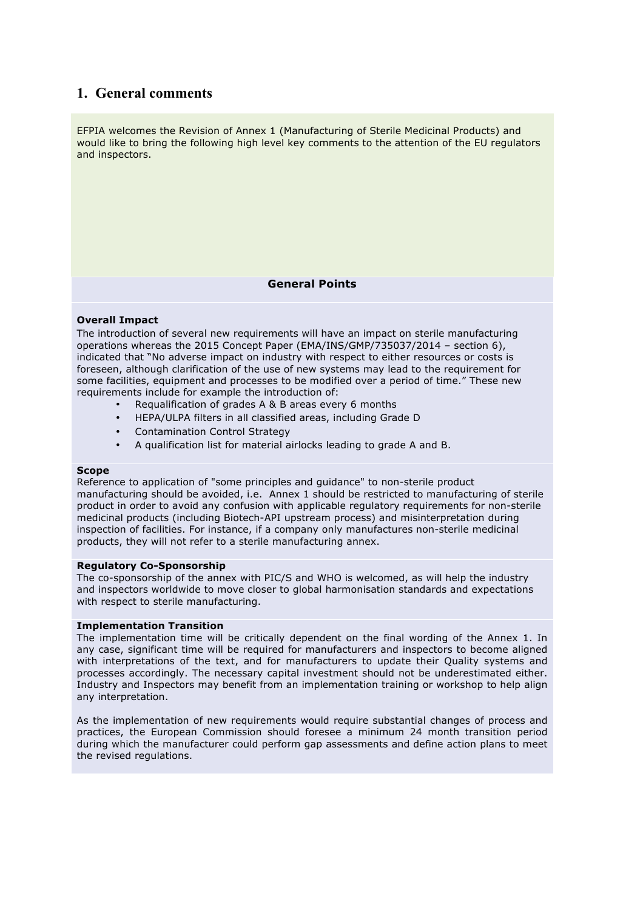## 1. General comments

EFPIA welcomes the Revision of Annex 1 (Manufacturing of Sterile Medicinal Products) and would like to bring the following high level key comments to the attention of the EU regulators and inspectors.

### General Points

**Overall Impact**

The introduction of several new requirements will have an impact on sterile manufacturing operations whereas the 2015 Concept Paper (EMA/INS/GMP/735037/2014 – section 6), indicated that "No adverse impact on industry with respect to either resources or costs is foreseen, although clarification of the use of new systems may lead to the requirement for some facilities, equipment and processes to be modified over a period of time." These new requirements include for example the introduction of:

- Requalification of grades A & B areas every 6 months
- HEPA/ULPA filters in all classified areas, including Grade D
- Contamination Control Strategy
- A qualification list for material airlocks leading to grade A and B.

**Scope**

Reference to application of "some principles and guidance" to non-sterile product manufacturing should be avoided, i.e. Annex 1 should be restricted to manufacturing of sterile product in order to avoid any confusion with applicable regulatory requirements for non-sterile medicinal products (including Biotech-API upstream process) and misinterpretation during inspection of facilities. For instance, if a company only manufactures non-sterile medicinal products, they will not refer to a sterile manufacturing annex.

**Regulatory Co-Sponsorship**

The co-sponsorship of the annex with PIC/S and WHO is welcomed, as will help the industry and inspectors worldwide to move closer to global harmonisation standards and expectations with respect to sterile manufacturing.

**Implementation Transition**

The implementation time will be critically dependent on the final wording of the Annex 1. In any case, significant time will be required for manufacturers and inspectors to become aligned with interpretations of the text, and for manufacturers to update their Quality systems and processes accordingly. The necessary capital investment should not be underestimated either. Industry and Inspectors may benefit from an implementation training or workshop to help align any interpretation.

As the implementation of new requirements would require substantial changes of process and practices, the European Commission should foresee a minimum 24 month transition period during which the manufacturer could perform gap assessments and define action plans to meet the revised regulations.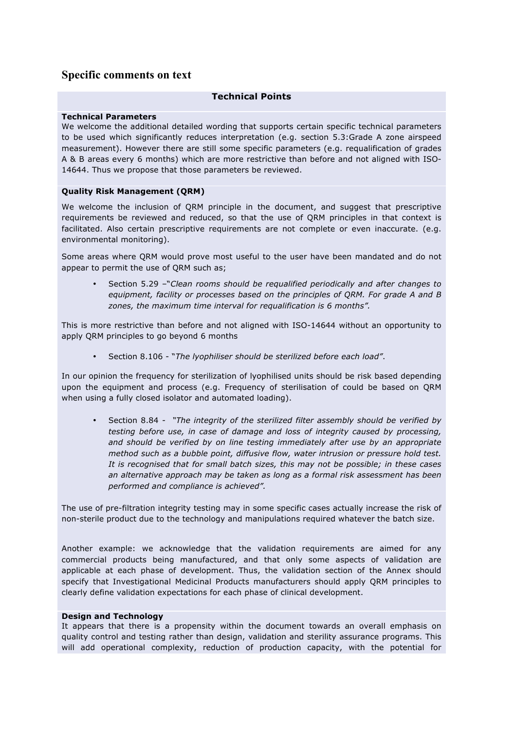## Specific comments on text

**Technical Points**

**Technical Parameters**

We welcome the additional detailed wording that supports certain specific technical parameters to be used which significantly reduces interpretation (e.g. section 5.3:Grade A zone airspeed measurement). However there are still some specific parameters (e.g. requalification of grades A & B areas every 6 months) which are more restrictive than before and not aligned with ISO-14644. Thus we propose that those parameters be reviewed.

**Quality Risk Management (QRM)**

We welcome the inclusion of QRM principle in the document, and suggest that prescriptive requirements be reviewed and reduced, so that the use of QRM principles in that context is facilitated. Also certain prescriptive requirements are not complete or even inaccurate. (e.g. environmental monitoring).

Some areas where QRM would prove most useful to the user have been mandated and do not appear to permit the use of QRM such as;

- Section 5.29 –"*Clean rooms should be requalified periodically and after changes to equipment, facility or processes based on the principles of QRM. For grade A and B zones, the maximum time interval for requalification is 6 months".*

This is more restrictive than before and not aligned with ISO-14644 without an opportunity to apply QRM principles to go beyond 6 months

- Section 8.106 - "*The lyophiliser should be sterilized before each load"*.

In our opinion the frequency for sterilization of lyophilised units should be risk based depending upon the equipment and process (e.g. Frequency of sterilisation of could be based on QRM when using a fully closed isolator and automated loading).

- Section 8.84 - *"The integrity of the sterilized filter assembly should be verified by testing before use, in case of damage and loss of integrity caused by processing, and should be verified by on line testing immediately after use by an appropriate method such as a bubble point, diffusive flow, water intrusion or pressure hold test. It is recognised that for small batch sizes, this may not be possible; in these cases an alternative approach may be taken as long as a formal risk assessment has been performed and compliance is achieved".*

The use of pre-filtration integrity testing may in some specific cases actually increase the risk of non-sterile product due to the technology and manipulations required whatever the batch size.

Another example: we acknowledge that the validation requirements are aimed for any commercial products being manufactured, and that only some aspects of validation are applicable at each phase of development. Thus, the validation section of the Annex should specify that Investigational Medicinal Products manufacturers should apply QRM principles to clearly define validation expectations for each phase of clinical development.

**Design and Technology**

It appears that there is a propensity within the document towards an overall emphasis on quality control and testing rather than design, validation and sterility assurance programs. This will add operational complexity, reduction of production capacity, with the potential for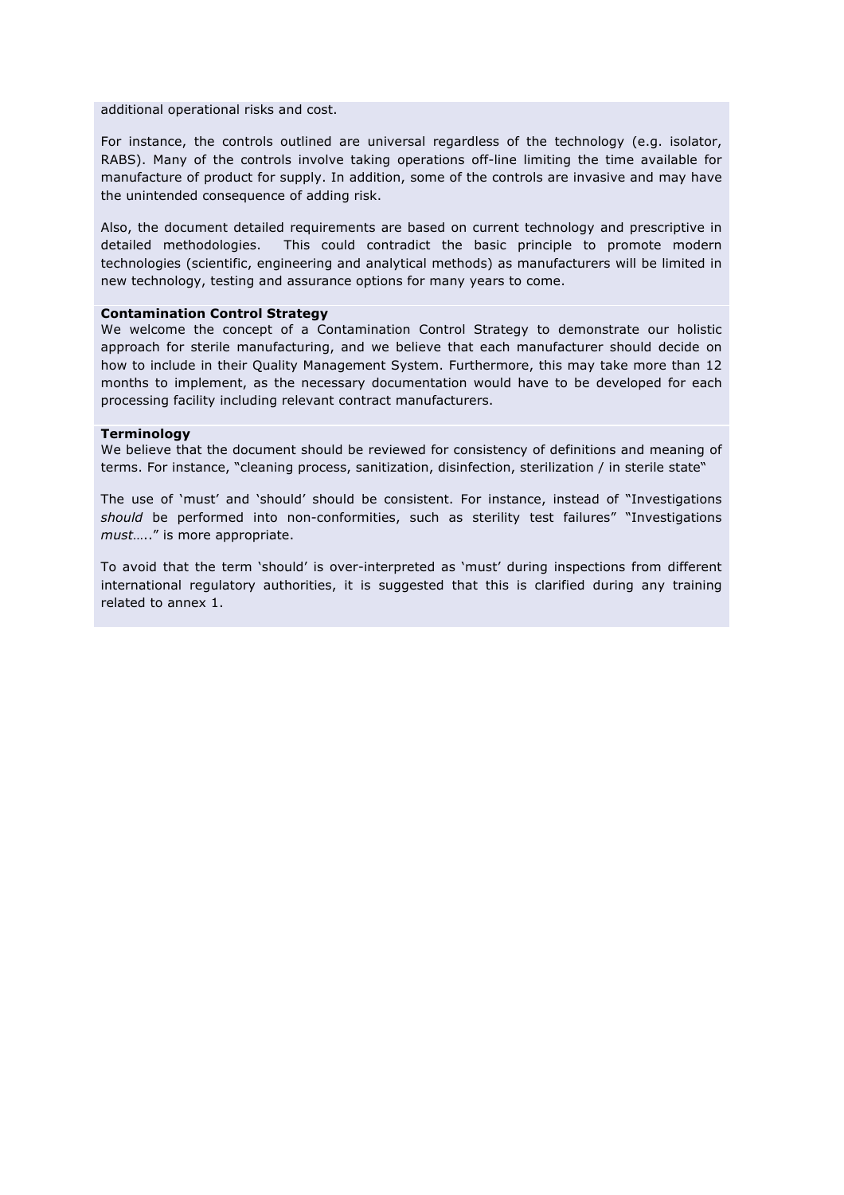additional operational risks and cost.

For instance, the controls outlined are universal regardless of the technology (e.g. isolator, RABS). Many of the controls involve taking operations off-line limiting the time available for manufacture of product for supply. In addition, some of the controls are invasive and may have the unintended consequence of adding risk.

Also, the document detailed requirements are based on current technology and prescriptive in detailed methodologies.  This could contradict the basic principle to promote modern technologies (scientific, engineering and analytical methods) as manufacturers will be limited in new technology, testing and assurance options for many years to come.

**Contamination Control Strategy**

We welcome the concept of a Contamination Control Strategy to demonstrate our holistic approach for sterile manufacturing, and we believe that each manufacturer should decide on how to include in their Quality Management System. Furthermore, this may take more than 12 months to implement, as the necessary documentation would have to be developed for each processing facility including relevant contract manufacturers.

**Terminology**

We believe that the document should be reviewed for consistency of definitions and meaning of terms. For instance, "cleaning process, sanitization, disinfection, sterilization / in sterile state"

The use of 'must' and 'should' should be consistent. For instance, instead of "Investigations *should* be performed into non-conformities, such as sterility test failures" "Investigations *must*….." is more appropriate.

To avoid that the term 'should' is over-interpreted as 'must' during inspections from different international regulatory authorities, it is suggested that this is clarified during any training related to annex 1.